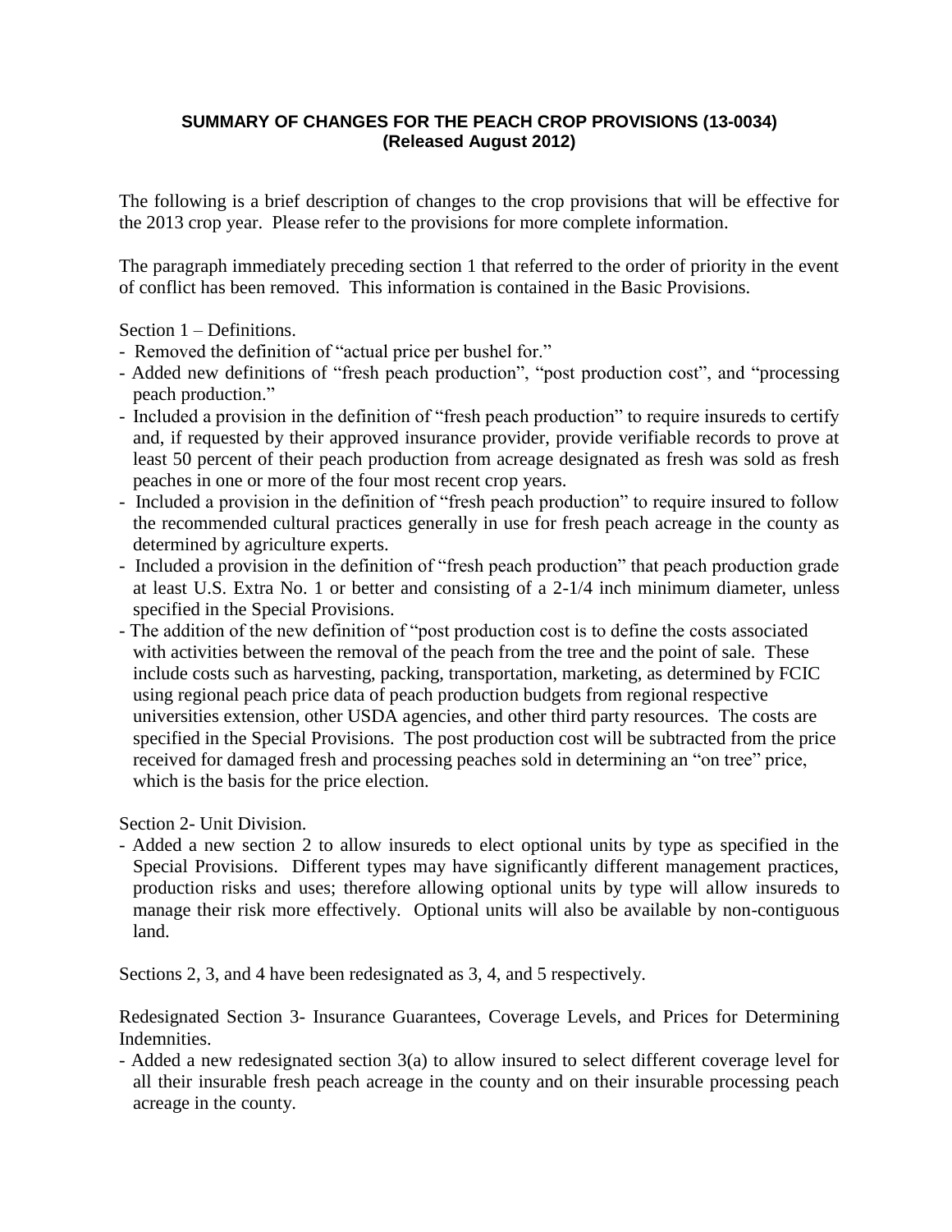**SUMMARY OF CHANGES FOR THE PEACH CROP PROVISIONS (13-0034)**
**(Released August 2012)**

The following is a brief description of changes to the crop provisions that will be effective for the 2013 crop year. Please refer to the provisions for more complete information.

The paragraph immediately preceding section 1 that referred to the order of priority in the event of conflict has been removed. This information is contained in the Basic Provisions.

Section 1 – Definitions.

- Removed the definition of "actual price per bushel for."
- Added new definitions of "fresh peach production", "post production cost", and "processing peach production."
- Included a provision in the definition of "fresh peach production" to require insureds to certify and, if requested by their approved insurance provider, provide verifiable records to prove at least 50 percent of their peach production from acreage designated as fresh was sold as fresh peaches in one or more of the four most recent crop years.
- Included a provision in the definition of "fresh peach production" to require insured to follow the recommended cultural practices generally in use for fresh peach acreage in the county as determined by agriculture experts.
- Included a provision in the definition of "fresh peach production" that peach production grade at least U.S. Extra No. 1 or better and consisting of a 2-1/4 inch minimum diameter, unless specified in the Special Provisions.
- The addition of the new definition of "post production cost is to define the costs associated with activities between the removal of the peach from the tree and the point of sale. These include costs such as harvesting, packing, transportation, marketing, as determined by FCIC using regional peach price data of peach production budgets from regional respective universities extension, other USDA agencies, and other third party resources. The costs are specified in the Special Provisions. The post production cost will be subtracted from the price received for damaged fresh and processing peaches sold in determining an "on tree" price, which is the basis for the price election.

Section 2- Unit Division.

- Added a new section 2 to allow insureds to elect optional units by type as specified in the Special Provisions. Different types may have significantly different management practices, production risks and uses; therefore allowing optional units by type will allow insureds to manage their risk more effectively. Optional units will also be available by non-contiguous land.

Sections 2, 3, and 4 have been redesignated as 3, 4, and 5 respectively.

Redesignated Section 3- Insurance Guarantees, Coverage Levels, and Prices for Determining Indemnities.

- Added a new redesignated section 3(a) to allow insured to select different coverage level for all their insurable fresh peach acreage in the county and on their insurable processing peach acreage in the county.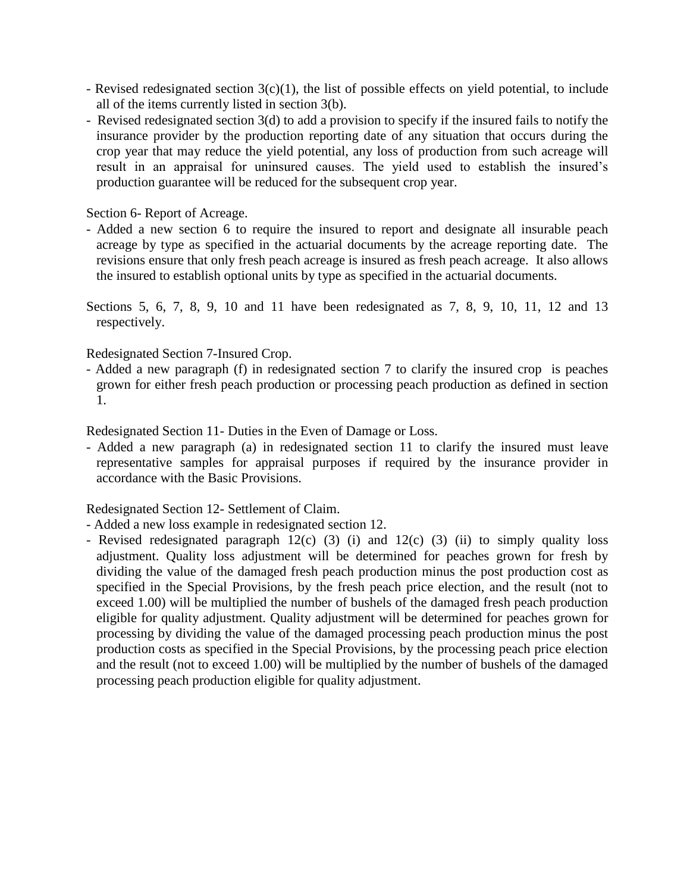- Revised redesignated section 3(c)(1), the list of possible effects on yield potential, to include all of the items currently listed in section 3(b).
- Revised redesignated section 3(d) to add a provision to specify if the insured fails to notify the insurance provider by the production reporting date of any situation that occurs during the crop year that may reduce the yield potential, any loss of production from such acreage will result in an appraisal for uninsured causes. The yield used to establish the insured's production guarantee will be reduced for the subsequent crop year.

Section 6- Report of Acreage.

- Added a new section 6 to require the insured to report and designate all insurable peach acreage by type as specified in the actuarial documents by the acreage reporting date. The revisions ensure that only fresh peach acreage is insured as fresh peach acreage. It also allows the insured to establish optional units by type as specified in the actuarial documents.

Sections 5, 6, 7, 8, 9, 10 and 11 have been redesignated as 7, 8, 9, 10, 11, 12 and 13 respectively.

Redesignated Section 7-Insured Crop.

- Added a new paragraph (f) in redesignated section 7 to clarify the insured crop is peaches grown for either fresh peach production or processing peach production as defined in section 1.

Redesignated Section 11- Duties in the Even of Damage or Loss.

- Added a new paragraph (a) in redesignated section 11 to clarify the insured must leave representative samples for appraisal purposes if required by the insurance provider in accordance with the Basic Provisions.

Redesignated Section 12- Settlement of Claim.

- Added a new loss example in redesignated section 12.
- Revised redesignated paragraph 12(c) (3) (i) and 12(c) (3) (ii) to simply quality loss adjustment. Quality loss adjustment will be determined for peaches grown for fresh by dividing the value of the damaged fresh peach production minus the post production cost as specified in the Special Provisions, by the fresh peach price election, and the result (not to exceed 1.00) will be multiplied the number of bushels of the damaged fresh peach production eligible for quality adjustment. Quality adjustment will be determined for peaches grown for processing by dividing the value of the damaged processing peach production minus the post production costs as specified in the Special Provisions, by the processing peach price election and the result (not to exceed 1.00) will be multiplied by the number of bushels of the damaged processing peach production eligible for quality adjustment.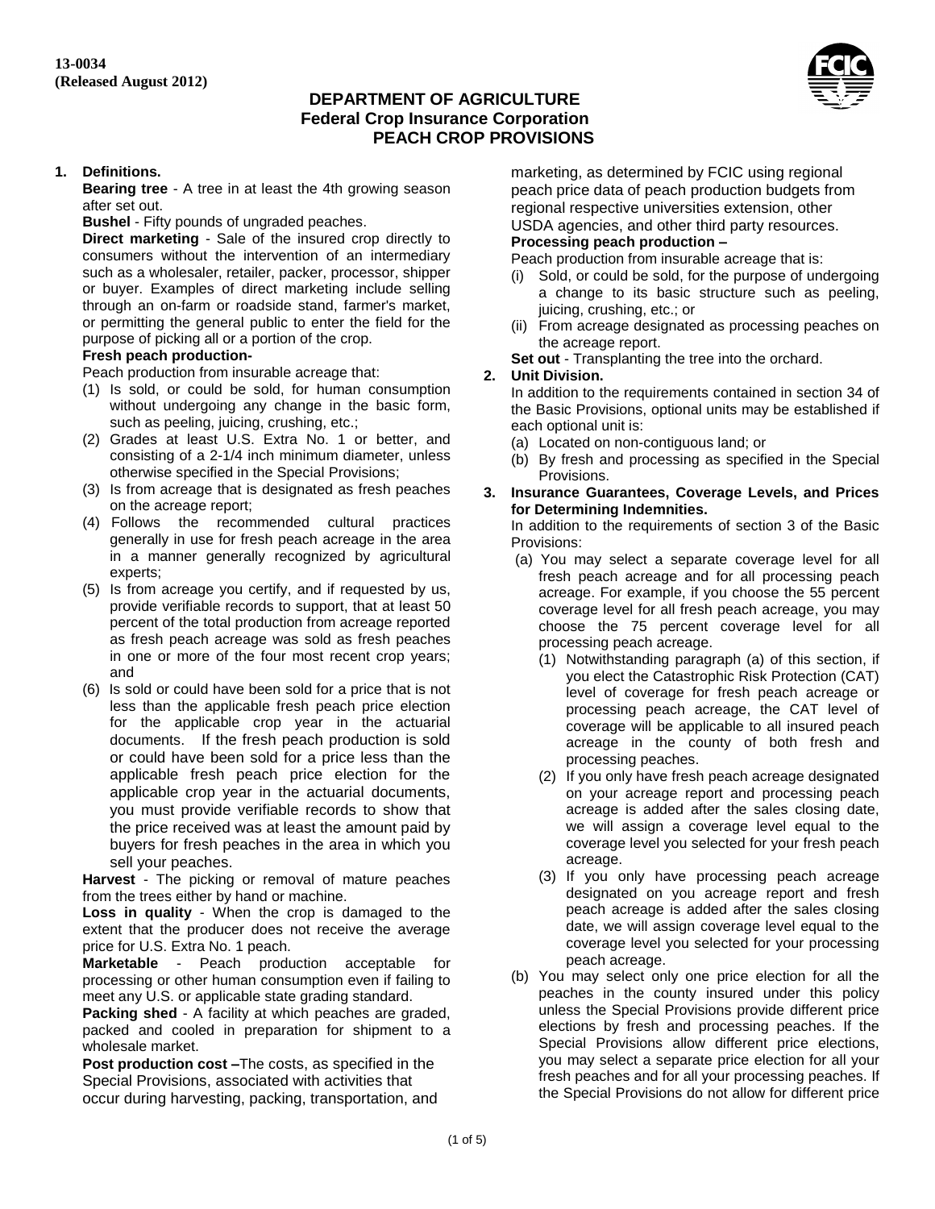13-0034
(Released August 2012)

**DEPARTMENT OF AGRICULTURE**
**Federal Crop Insurance Corporation**
**PEACH CROP PROVISIONS**

**1. Definitions.**

**Bearing tree** - A tree in at least the 4th growing season after set out.

**Bushel** - Fifty pounds of ungraded peaches.

**Direct marketing** - Sale of the insured crop directly to consumers without the intervention of an intermediary such as a wholesaler, retailer, packer, processor, shipper or buyer. Examples of direct marketing include selling through an on-farm or roadside stand, farmer's market, or permitting the general public to enter the field for the purpose of picking all or a portion of the crop.

**Fresh peach production-**
Peach production from insurable acreage that:

(1) Is sold, or could be sold, for human consumption without undergoing any change in the basic form, such as peeling, juicing, crushing, etc.;
(2) Grades at least U.S. Extra No. 1 or better, and consisting of a 2-1/4 inch minimum diameter, unless otherwise specified in the Special Provisions;
(3) Is from acreage that is designated as fresh peaches on the acreage report;
(4) Follows the recommended cultural practices generally in use for fresh peach acreage in the area in a manner generally recognized by agricultural experts;
(5) Is from acreage you certify, and if requested by us, provide verifiable records to support, that at least 50 percent of the total production from acreage reported as fresh peach acreage was sold as fresh peaches in one or more of the four most recent crop years; and
(6) Is sold or could have been sold for a price that is not less than the applicable fresh peach price election for the applicable crop year in the actuarial documents. If the fresh peach production is sold or could have been sold for a price less than the applicable fresh peach price election for the applicable crop year in the actuarial documents, you must provide verifiable records to show that the price received was at least the amount paid by buyers for fresh peaches in the area in which you sell your peaches.

**Harvest** - The picking or removal of mature peaches from the trees either by hand or machine.

**Loss in quality** - When the crop is damaged to the extent that the producer does not receive the average price for U.S. Extra No. 1 peach.

**Marketable** - Peach production acceptable for processing or other human consumption even if failing to meet any U.S. or applicable state grading standard.

**Packing shed** - A facility at which peaches are graded, packed and cooled in preparation for shipment to a wholesale market.

**Post production cost** –The costs, as specified in the Special Provisions, associated with activities that occur during harvesting, packing, transportation, and marketing, as determined by FCIC using regional peach price data of peach production budgets from regional respective universities extension, other USDA agencies, and other third party resources.

**Processing peach production –**
Peach production from insurable acreage that is:

(i) Sold, or could be sold, for the purpose of undergoing a change to its basic structure such as peeling, juicing, crushing, etc.; or
(ii) From acreage designated as processing peaches on the acreage report.

**Set out** - Transplanting the tree into the orchard.

**2. Unit Division.**

In addition to the requirements contained in section 34 of the Basic Provisions, optional units may be established if each optional unit is:

(a) Located on non-contiguous land; or
(b) By fresh and processing as specified in the Special Provisions.

**3. Insurance Guarantees, Coverage Levels, and Prices for Determining Indemnities.**

In addition to the requirements of section 3 of the Basic Provisions:

(a) You may select a separate coverage level for all fresh peach acreage and for all processing peach acreage. For example, if you choose the 55 percent coverage level for all fresh peach acreage, you may choose the 75 percent coverage level for all processing peach acreage.
    (1) Notwithstanding paragraph (a) of this section, if you elect the Catastrophic Risk Protection (CAT) level of coverage for fresh peach acreage or processing peach acreage, the CAT level of coverage will be applicable to all insured peach acreage in the county of both fresh and processing peaches.
    (2) If you only have fresh peach acreage designated on your acreage report and processing peach acreage is added after the sales closing date, we will assign a coverage level equal to the coverage level you selected for your fresh peach acreage.
    (3) If you only have processing peach acreage designated on you acreage report and fresh peach acreage is added after the sales closing date, we will assign coverage level equal to the coverage level you selected for your processing peach acreage.
(b) You may select only one price election for all the peaches in the county insured under this policy unless the Special Provisions provide different price elections by fresh and processing peaches. If the Special Provisions allow different price elections, you may select a separate price election for all your fresh peaches and for all your processing peaches. If the Special Provisions do not allow for different price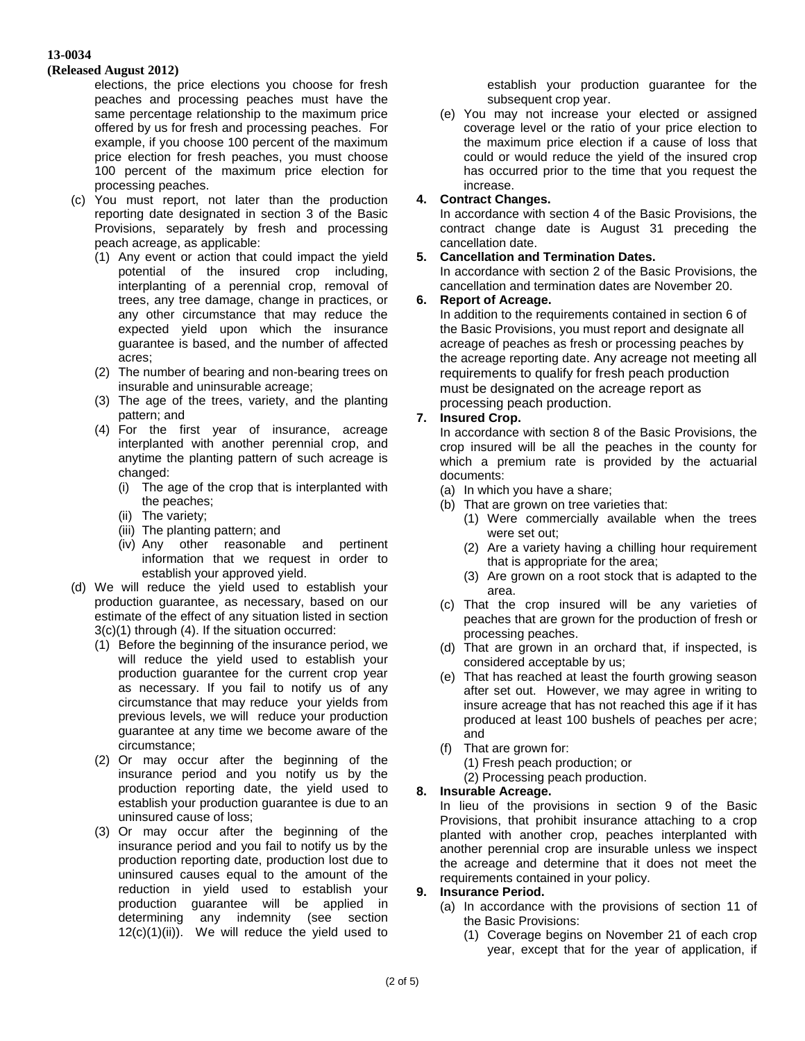elections, the price elections you choose for fresh peaches and processing peaches must have the same percentage relationship to the maximum price offered by us for fresh and processing peaches. For example, if you choose 100 percent of the maximum price election for fresh peaches, you must choose 100 percent of the maximum price election for processing peaches.

(c) You must report, not later than the production reporting date designated in section 3 of the Basic Provisions, separately by fresh and processing peach acreage, as applicable:

(1) Any event or action that could impact the yield potential of the insured crop including, interplanting of a perennial crop, removal of trees, any tree damage, change in practices, or any other circumstance that may reduce the expected yield upon which the insurance guarantee is based, and the number of affected acres;

(2) The number of bearing and non-bearing trees on insurable and uninsurable acreage;

(3) The age of the trees, variety, and the planting pattern; and

(4) For the first year of insurance, acreage interplanted with another perennial crop, and anytime the planting pattern of such acreage is changed:

(i) The age of the crop that is interplanted with the peaches;

(ii) The variety;

(iii) The planting pattern; and

(iv) Any other reasonable and pertinent information that we request in order to establish your approved yield.

(d) We will reduce the yield used to establish your production guarantee, as necessary, based on our estimate of the effect of any situation listed in section 3(c)(1) through (4). If the situation occurred:

(1) Before the beginning of the insurance period, we will reduce the yield used to establish your production guarantee for the current crop year as necessary. If you fail to notify us of any circumstance that may reduce your yields from previous levels, we will reduce your production guarantee at any time we become aware of the circumstance;

(2) Or may occur after the beginning of the insurance period and you notify us by the production reporting date, the yield used to establish your production guarantee is due to an uninsured cause of loss;

(3) Or may occur after the beginning of the insurance period and you fail to notify us by the production reporting date, production lost due to uninsured causes equal to the amount of the reduction in yield used to establish your production guarantee will be applied in determining any indemnity (see section 12(c)(1)(ii)). We will reduce the yield used to establish your production guarantee for the subsequent crop year.

(e) You may not increase your elected or assigned coverage level or the ratio of your price election to the maximum price election if a cause of loss that could or would reduce the yield of the insured crop has occurred prior to the time that you request the increase.

**4. Contract Changes.**

In accordance with section 4 of the Basic Provisions, the contract change date is August 31 preceding the cancellation date.

**5. Cancellation and Termination Dates.**

In accordance with section 2 of the Basic Provisions, the cancellation and termination dates are November 20.

**6. Report of Acreage.**

In addition to the requirements contained in section 6 of the Basic Provisions, you must report and designate all acreage of peaches as fresh or processing peaches by the acreage reporting date. Any acreage not meeting all requirements to qualify for fresh peach production must be designated on the acreage report as processing peach production.

**7. Insured Crop.**

In accordance with section 8 of the Basic Provisions, the crop insured will be all the peaches in the county for which a premium rate is provided by the actuarial documents:

(a) In which you have a share;

(b) That are grown on tree varieties that:

(1) Were commercially available when the trees were set out;

(2) Are a variety having a chilling hour requirement that is appropriate for the area;

(3) Are grown on a root stock that is adapted to the area.

(c) That the crop insured will be any varieties of peaches that are grown for the production of fresh or processing peaches.

(d) That are grown in an orchard that, if inspected, is considered acceptable by us;

(e) That has reached at least the fourth growing season after set out. However, we may agree in writing to insure acreage that has not reached this age if it has produced at least 100 bushels of peaches per acre; and

(f) That are grown for:

(1) Fresh peach production; or

(2) Processing peach production.

**8. Insurable Acreage.**

In lieu of the provisions in section 9 of the Basic Provisions, that prohibit insurance attaching to a crop planted with another crop, peaches interplanted with another perennial crop are insurable unless we inspect the acreage and determine that it does not meet the requirements contained in your policy.

**9. Insurance Period.**

(a) In accordance with the provisions of section 11 of the Basic Provisions:

(1) Coverage begins on November 21 of each crop year, except that for the year of application, if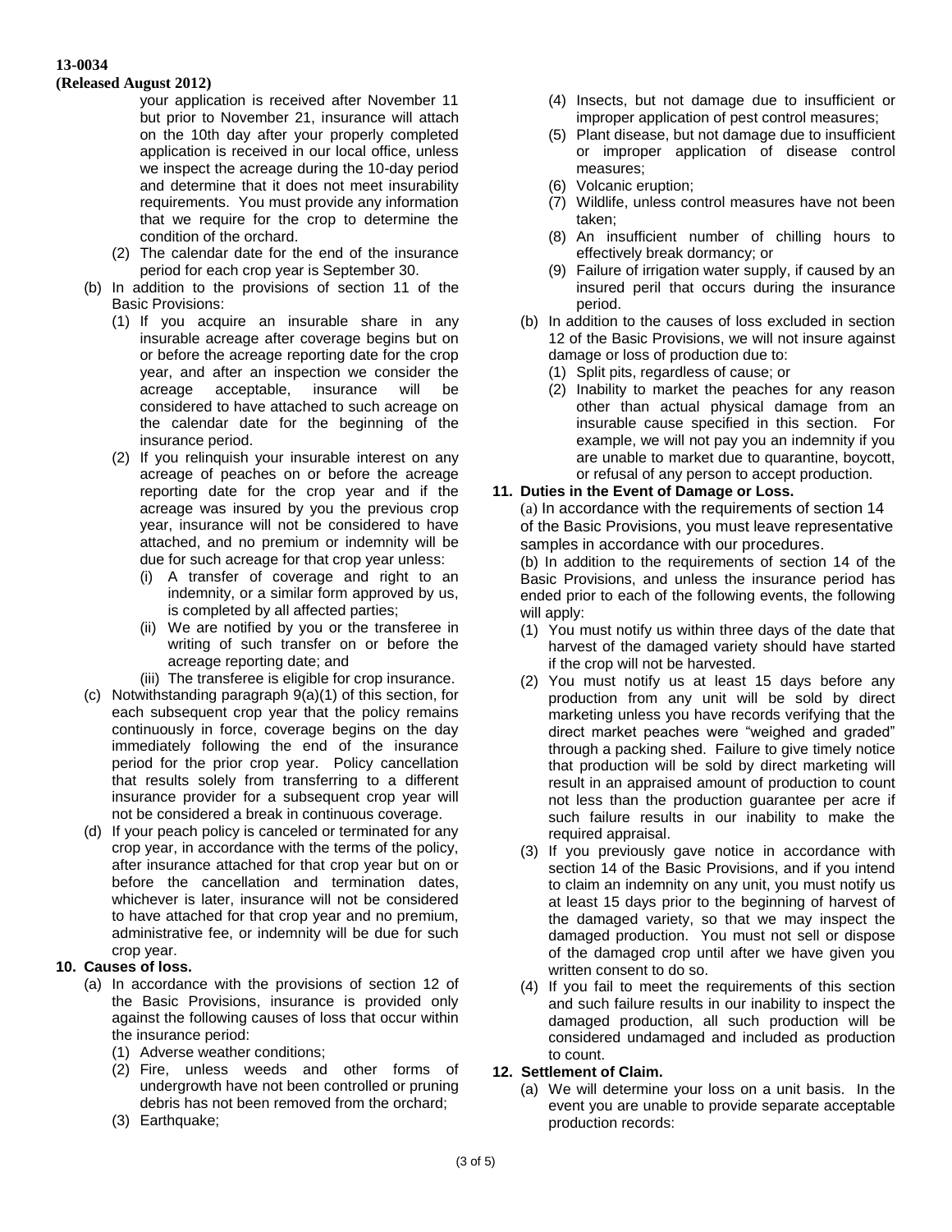your application is received after November 11 but prior to November 21, insurance will attach on the 10th day after your properly completed application is received in our local office, unless we inspect the acreage during the 10-day period and determine that it does not meet insurability requirements. You must provide any information that we require for the crop to determine the condition of the orchard.

  (2) The calendar date for the end of the insurance period for each crop year is September 30.

(b) In addition to the provisions of section 11 of the Basic Provisions:

  (1) If you acquire an insurable share in any insurable acreage after coverage begins but on or before the acreage reporting date for the crop year, and after an inspection we consider the acreage acceptable, insurance will be considered to have attached to such acreage on the calendar date for the beginning of the insurance period.

  (2) If you relinquish your insurable interest on any acreage of peaches on or before the acreage reporting date for the crop year and if the acreage was insured by you the previous crop year, insurance will not be considered to have attached, and no premium or indemnity will be due for such acreage for that crop year unless:

    (i) A transfer of coverage and right to an indemnity, or a similar form approved by us, is completed by all affected parties;

    (ii) We are notified by you or the transferee in writing of such transfer on or before the acreage reporting date; and

    (iii) The transferee is eligible for crop insurance.

(c) Notwithstanding paragraph 9(a)(1) of this section, for each subsequent crop year that the policy remains continuously in force, coverage begins on the day immediately following the end of the insurance period for the prior crop year. Policy cancellation that results solely from transferring to a different insurance provider for a subsequent crop year will not be considered a break in continuous coverage.

(d) If your peach policy is canceled or terminated for any crop year, in accordance with the terms of the policy, after insurance attached for that crop year but on or before the cancellation and termination dates, whichever is later, insurance will not be considered to have attached for that crop year and no premium, administrative fee, or indemnity will be due for such crop year.

**10. Causes of loss.**

(a) In accordance with the provisions of section 12 of the Basic Provisions, insurance is provided only against the following causes of loss that occur within the insurance period:

  (1) Adverse weather conditions;

  (2) Fire, unless weeds and other forms of undergrowth have not been controlled or pruning debris has not been removed from the orchard;

  (3) Earthquake;

  (4) Insects, but not damage due to insufficient or improper application of pest control measures;

  (5) Plant disease, but not damage due to insufficient or improper application of disease control measures;

  (6) Volcanic eruption;

  (7) Wildlife, unless control measures have not been taken;

  (8) An insufficient number of chilling hours to effectively break dormancy; or

  (9) Failure of irrigation water supply, if caused by an insured peril that occurs during the insurance period.

(b) In addition to the causes of loss excluded in section 12 of the Basic Provisions, we will not insure against damage or loss of production due to:

  (1) Split pits, regardless of cause; or

  (2) Inability to market the peaches for any reason other than actual physical damage from an insurable cause specified in this section. For example, we will not pay you an indemnity if you are unable to market due to quarantine, boycott, or refusal of any person to accept production.

**11. Duties in the Event of Damage or Loss.**

(a) In accordance with the requirements of section 14 of the Basic Provisions, you must leave representative samples in accordance with our procedures.

(b) In addition to the requirements of section 14 of the Basic Provisions, and unless the insurance period has ended prior to each of the following events, the following will apply:

  (1) You must notify us within three days of the date that harvest of the damaged variety should have started if the crop will not be harvested.

  (2) You must notify us at least 15 days before any production from any unit will be sold by direct marketing unless you have records verifying that the direct market peaches were "weighed and graded" through a packing shed. Failure to give timely notice that production will be sold by direct marketing will result in an appraised amount of production to count not less than the production guarantee per acre if such failure results in our inability to make the required appraisal.

  (3) If you previously gave notice in accordance with section 14 of the Basic Provisions, and if you intend to claim an indemnity on any unit, you must notify us at least 15 days prior to the beginning of harvest of the damaged variety, so that we may inspect the damaged production. You must not sell or dispose of the damaged crop until after we have given you written consent to do so.

  (4) If you fail to meet the requirements of this section and such failure results in our inability to inspect the damaged production, all such production will be considered undamaged and included as production to count.

**12. Settlement of Claim.**

(a) We will determine your loss on a unit basis. In the event you are unable to provide separate acceptable production records: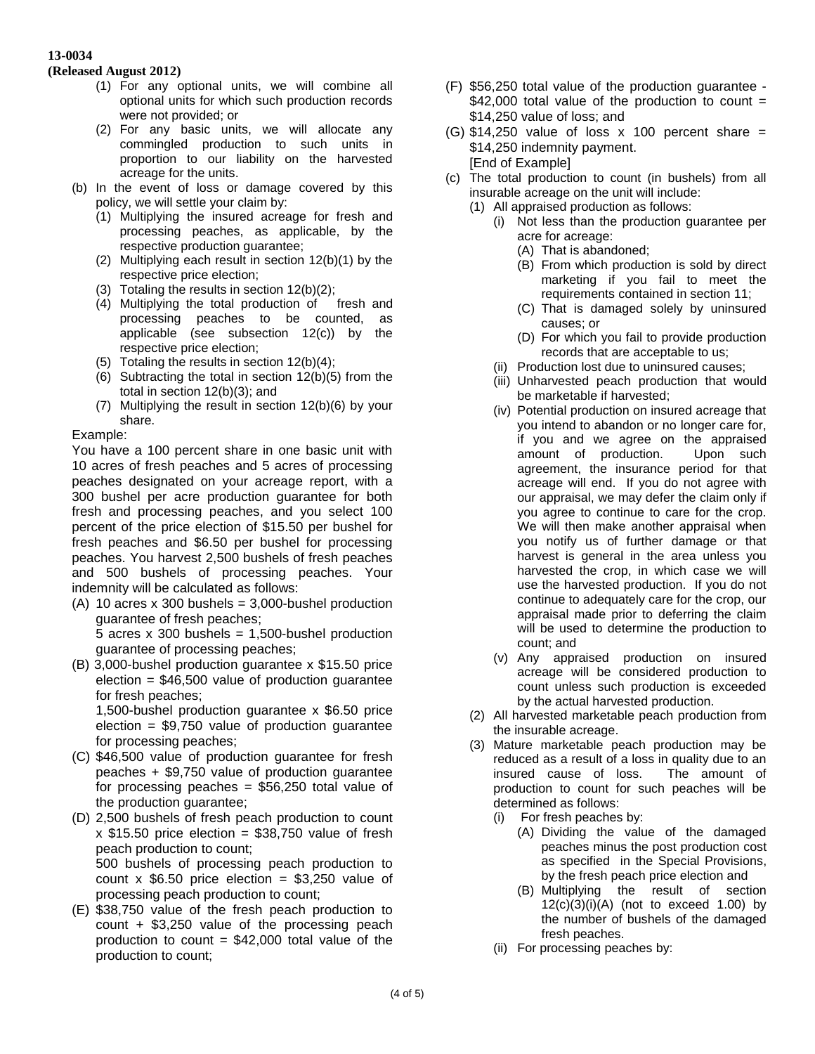(1) For any optional units, we will combine all optional units for which such production records were not provided; or

(2) For any basic units, we will allocate any commingled production to such units in proportion to our liability on the harvested acreage for the units.

(b) In the event of loss or damage covered by this policy, we will settle your claim by:

(1) Multiplying the insured acreage for fresh and processing peaches, as applicable, by the respective production guarantee;

(2) Multiplying each result in section 12(b)(1) by the respective price election;

(3) Totaling the results in section 12(b)(2);

(4) Multiplying the total production of fresh and processing peaches to be counted, as applicable (see subsection 12(c)) by the respective price election;

(5) Totaling the results in section 12(b)(4);

(6) Subtracting the total in section 12(b)(5) from the total in section 12(b)(3); and

(7) Multiplying the result in section 12(b)(6) by your share.

Example:

You have a 100 percent share in one basic unit with 10 acres of fresh peaches and 5 acres of processing peaches designated on your acreage report, with a 300 bushel per acre production guarantee for both fresh and processing peaches, and you select 100 percent of the price election of $15.50 per bushel for fresh peaches and $6.50 per bushel for processing peaches. You harvest 2,500 bushels of fresh peaches and 500 bushels of processing peaches. Your indemnity will be calculated as follows:

(A) 10 acres x 300 bushels = 3,000-bushel production guarantee of fresh peaches;

5 acres x 300 bushels = 1,500-bushel production guarantee of processing peaches;

(B) 3,000-bushel production guarantee x $15.50 price election = $46,500 value of production guarantee for fresh peaches;

1,500-bushel production guarantee x $6.50 price election = $9,750 value of production guarantee for processing peaches;

(C) $46,500 value of production guarantee for fresh peaches + $9,750 value of production guarantee for processing peaches = $56,250 total value of the production guarantee;

(D) 2,500 bushels of fresh peach production to count x $15.50 price election = $38,750 value of fresh peach production to count;

500 bushels of processing peach production to count x $6.50 price election = $3,250 value of processing peach production to count;

(E) $38,750 value of the fresh peach production to count + $3,250 value of the processing peach production to count = $42,000 total value of the production to count;

(F) $56,250 total value of the production guarantee - $42,000 total value of the production to count = $14,250 value of loss; and

(G) $14,250 value of loss x 100 percent share = $14,250 indemnity payment.

[End of Example]

(c) The total production to count (in bushels) from all insurable acreage on the unit will include:

(1) All appraised production as follows:

(i) Not less than the production guarantee per acre for acreage:

(A) That is abandoned;

(B) From which production is sold by direct marketing if you fail to meet the requirements contained in section 11;

(C) That is damaged solely by uninsured causes; or

(D) For which you fail to provide production records that are acceptable to us;

(ii) Production lost due to uninsured causes;

(iii) Unharvested peach production that would be marketable if harvested;

(iv) Potential production on insured acreage that you intend to abandon or no longer care for, if you and we agree on the appraised amount of production. Upon such agreement, the insurance period for that acreage will end. If you do not agree with our appraisal, we may defer the claim only if you agree to continue to care for the crop. We will then make another appraisal when you notify us of further damage or that harvest is general in the area unless you harvested the crop, in which case we will use the harvested production. If you do not continue to adequately care for the crop, our appraisal made prior to deferring the claim will be used to determine the production to count; and

(v) Any appraised production on insured acreage will be considered production to count unless such production is exceeded by the actual harvested production.

(2) All harvested marketable peach production from the insurable acreage.

(3) Mature marketable peach production may be reduced as a result of a loss in quality due to an insured cause of loss. The amount of production to count for such peaches will be determined as follows:

(i) For fresh peaches by:

(A) Dividing the value of the damaged peaches minus the post production cost as specified in the Special Provisions, by the fresh peach price election and

(B) Multiplying the result of section 12(c)(3)(i)(A) (not to exceed 1.00) by the number of bushels of the damaged fresh peaches.

(ii) For processing peaches by: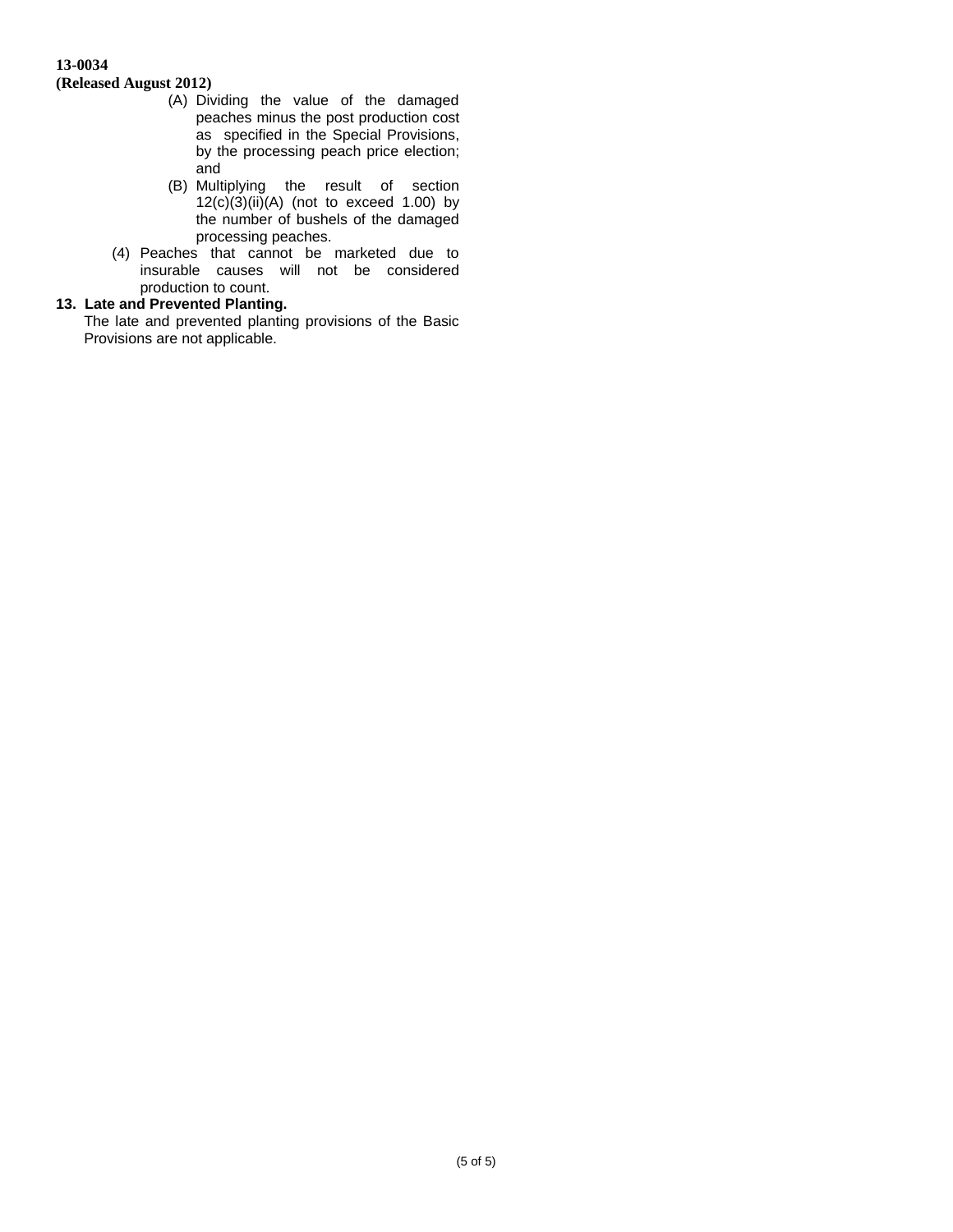(A) Dividing the value of the damaged peaches minus the post production cost as specified in the Special Provisions, by the processing peach price election; and

(B) Multiplying the result of section 12(c)(3)(ii)(A) (not to exceed 1.00) by the number of bushels of the damaged processing peaches.

(4) Peaches that cannot be marketed due to insurable causes will not be considered production to count.

**13. Late and Prevented Planting.**

The late and prevented planting provisions of the Basic Provisions are not applicable.